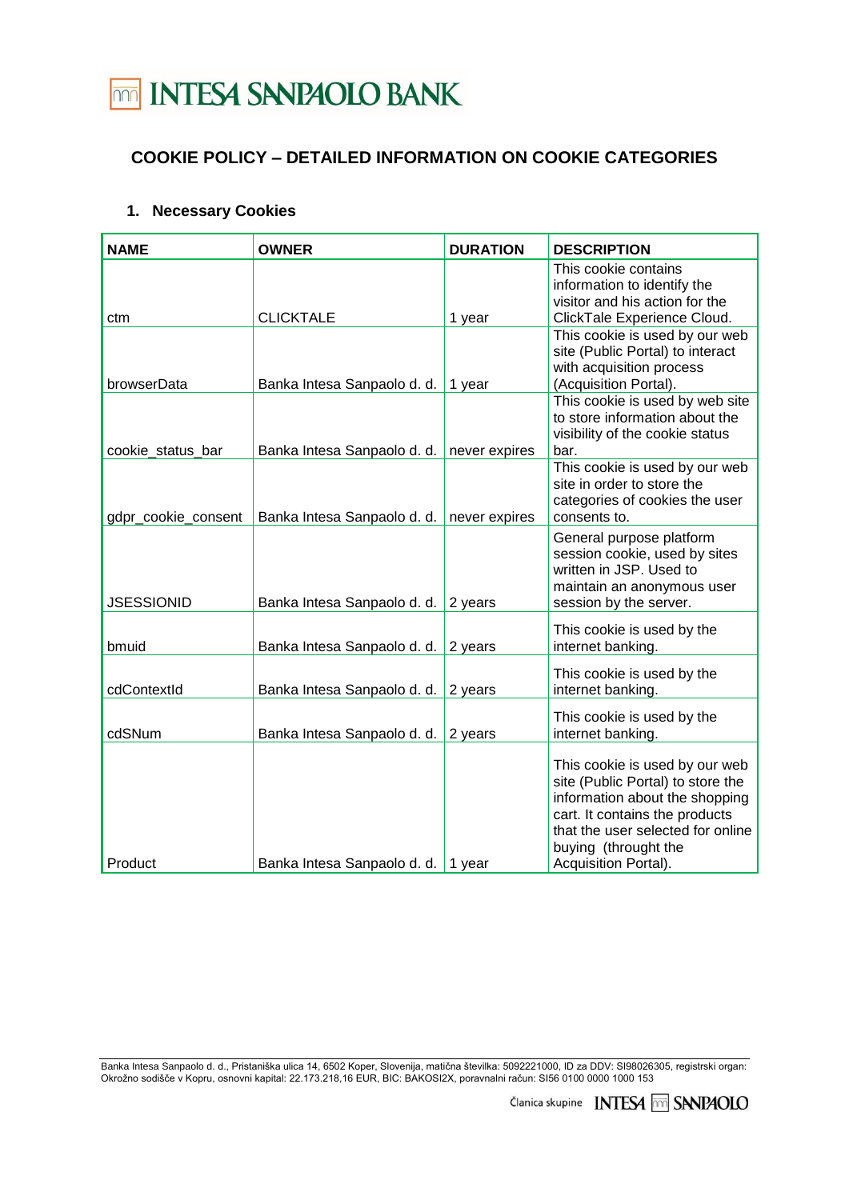# COOKIE POLICY – DETAILED INFORMATION ON COOKIE CATEGORIES

## 1. Necessary Cookies

| NAME | OWNER | DURATION | DESCRIPTION |
|---|---|---|---|
| ctm | CLICKTALE | 1 year | This cookie contains information to identify the visitor and his action for the ClickTale Experience Cloud. |
| browserData | Banka Intesa Sanpaolo d. d. | 1 year | This cookie is used by our web site (Public Portal) to interact with acquisition process (Acquisition Portal). |
| cookie_status_bar | Banka Intesa Sanpaolo d. d. | never expires | This cookie is used by web site to store information about the visibility of the cookie status bar. |
| gdpr_cookie_consent | Banka Intesa Sanpaolo d. d. | never expires | This cookie is used by our web site in order to store the categories of cookies the user consents to. |
| JSESSIONID | Banka Intesa Sanpaolo d. d. | 2 years | General purpose platform session cookie, used by sites written in JSP. Used to maintain an anonymous user session by the server. |
| bmuid | Banka Intesa Sanpaolo d. d. | 2 years | This cookie is used by the internet banking. |
| cdContextId | Banka Intesa Sanpaolo d. d. | 2 years | This cookie is used by the internet banking. |
| cdSNum | Banka Intesa Sanpaolo d. d. | 2 years | This cookie is used by the internet banking. |
| Product | Banka Intesa Sanpaolo d. d. | 1 year | This cookie is used by our web site (Public Portal) to store the information about the shopping cart. It contains the products that the user selected for online buying (throught the Acquisition Portal). |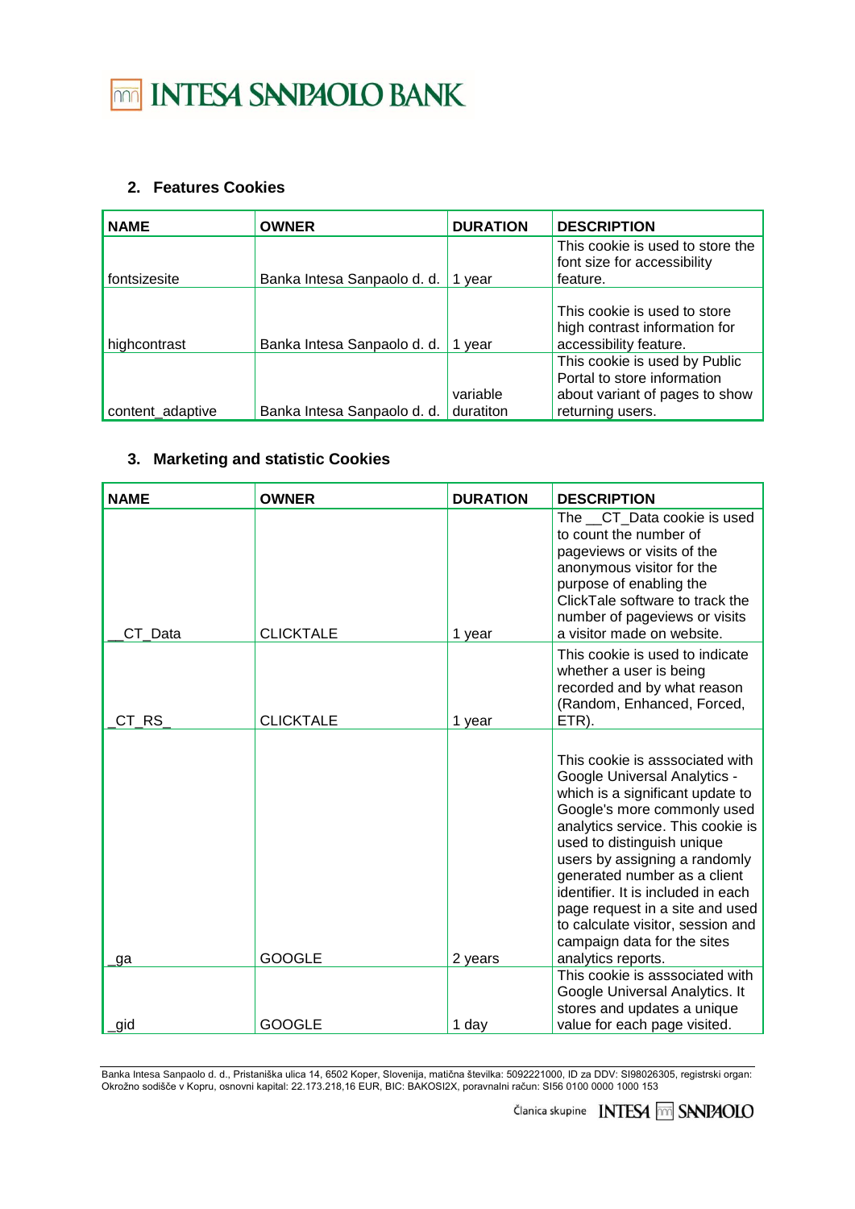## 2. Features Cookies

| NAME | OWNER | DURATION | DESCRIPTION |
|---|---|---|---|
| fontsizesite | Banka Intesa Sanpaolo d. d. | 1 year | This cookie is used to store the font size for accessibility feature. |
| highcontrast | Banka Intesa Sanpaolo d. d. | 1 year | This cookie is used to store high contrast information for accessibility feature. |
| content_adaptive | Banka Intesa Sanpaolo d. d. | variable duratiton | This cookie is used by Public Portal to store information about variant of pages to show returning users. |

## 3. Marketing and statistic Cookies

| NAME | OWNER | DURATION | DESCRIPTION |
|---|---|---|---|
| __CT_Data | CLICKTALE | 1 year | The __CT_Data cookie is used to count the number of pageviews or visits of the anonymous visitor for the purpose of enabling the ClickTale software to track the number of pageviews or visits a visitor made on website. |
| _CT_RS_ | CLICKTALE | 1 year | This cookie is used to indicate whether a user is being recorded and by what reason (Random, Enhanced, Forced, ETR). |
| _ga | GOOGLE | 2 years | This cookie is asssociated with Google Universal Analytics - which is a significant update to Google's more commonly used analytics service. This cookie is used to distinguish unique users by assigning a randomly generated number as a client identifier. It is included in each page request in a site and used to calculate visitor, session and campaign data for the sites analytics reports. |
| _gid | GOOGLE | 1 day | This cookie is asssociated with Google Universal Analytics. It stores and updates a unique value for each page visited. |

Banka Intesa Sanpaolo d. d., Pristaniška ulica 14, 6502 Koper, Slovenija, matična številka: 5092221000, ID za DDV: SI98026305, registrski organ: Okrožno sodišče v Kopru, osnovni kapital: 22.173.218,16 EUR, BIC: BAKOSI2X, poravnalni račun: SI56 0100 0000 1000 153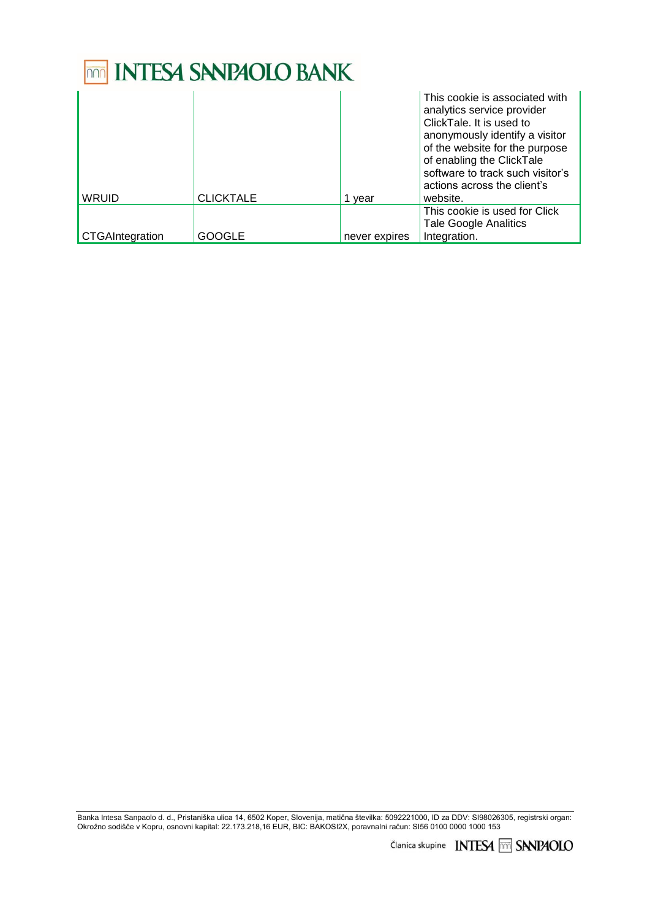| | | | |
|---|---|---|---|
| WRUID | CLICKTALE | 1 year | This cookie is associated with analytics service provider ClickTale. It is used to anonymously identify a visitor of the website for the purpose of enabling the ClickTale software to track such visitor's actions across the client's website. |
| CTGAIntegration | GOOGLE | never expires | This cookie is used for Click Tale Google Analitics Integration. |